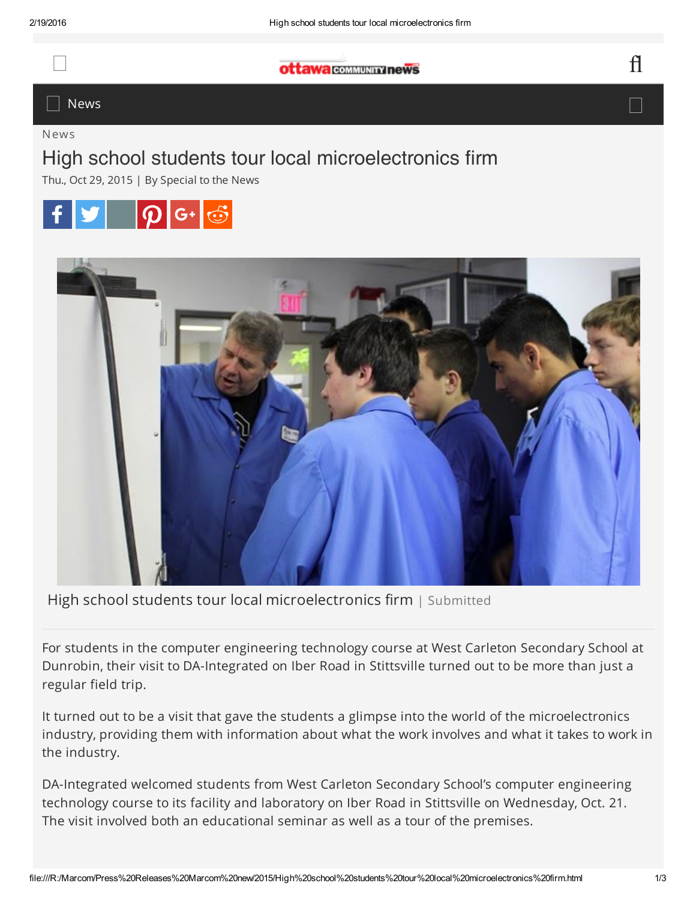News

# High school students tour local microelectronics firm

Thu., Oct 29, 2015 | By Special to the News

High school students tour local microelectronics firm | Submitted

For students in the computer engineering technology course at West Carleton Secondary School at Dunrobin, their visit to DA-Integrated on Iber Road in Stittsville turned out to be more than just a regular field trip.

It turned out to be a visit that gave the students a glimpse into the world of the microelectronics industry, providing them with information about what the work involves and what it takes to work in the industry.

DA-Integrated welcomed students from West Carleton Secondary School's computer engineering technology course to its facility and laboratory on Iber Road in Stittsville on Wednesday, Oct. 21. The visit involved both an educational seminar as well as a tour of the premises.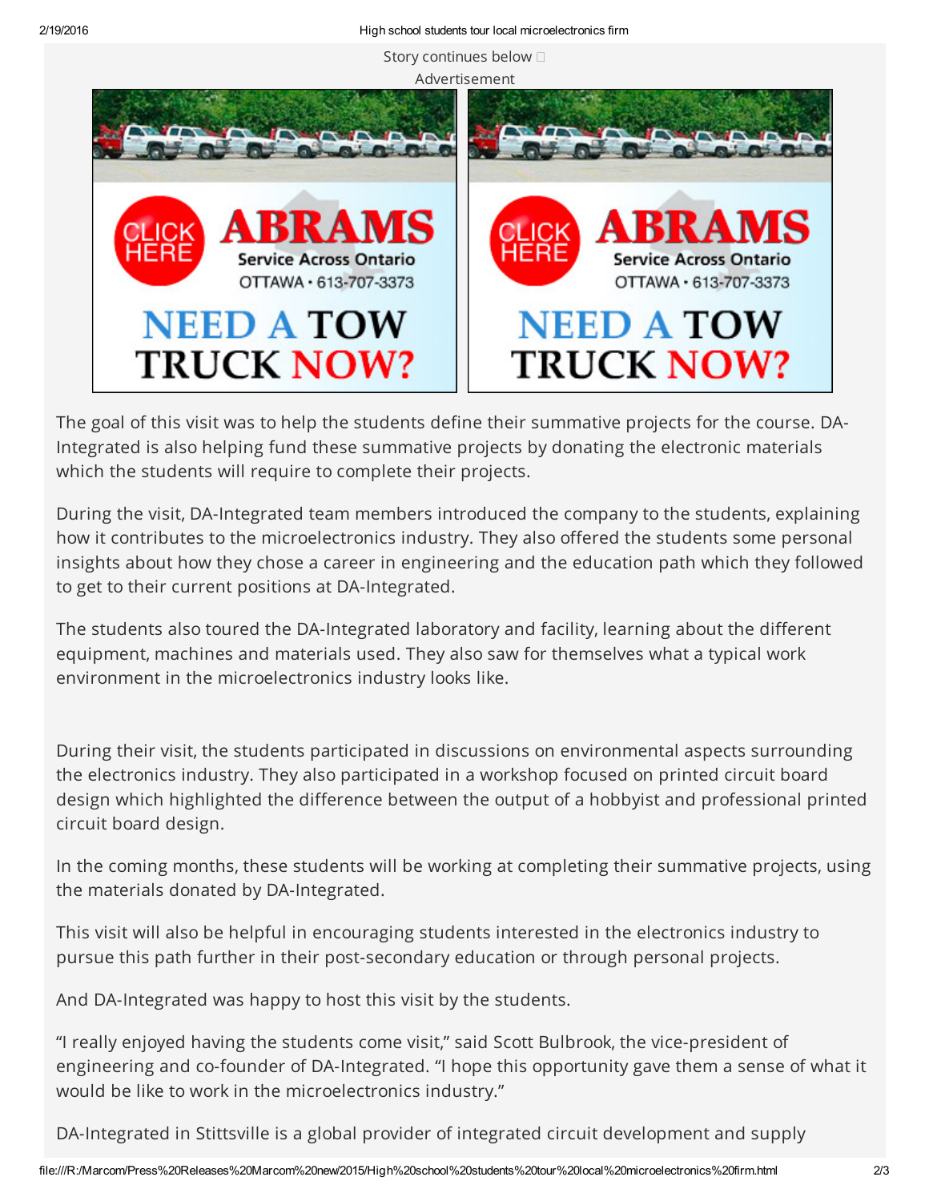Story continues below

Advertisement

The goal of this visit was to help the students define their summative projects for the course. DA-Integrated is also helping fund these summative projects by donating the electronic materials which the students will require to complete their projects.

During the visit, DA-Integrated team members introduced the company to the students, explaining how it contributes to the microelectronics industry. They also offered the students some personal insights about how they chose a career in engineering and the education path which they followed to get to their current positions at DA-Integrated.

The students also toured the DA-Integrated laboratory and facility, learning about the different equipment, machines and materials used. They also saw for themselves what a typical work environment in the microelectronics industry looks like.

During their visit, the students participated in discussions on environmental aspects surrounding the electronics industry. They also participated in a workshop focused on printed circuit board design which highlighted the difference between the output of a hobbyist and professional printed circuit board design.

In the coming months, these students will be working at completing their summative projects, using the materials donated by DA-Integrated.

This visit will also be helpful in encouraging students interested in the electronics industry to pursue this path further in their post-secondary education or through personal projects.

And DA-Integrated was happy to host this visit by the students.

"I really enjoyed having the students come visit," said Scott Bulbrook, the vice-president of engineering and co-founder of DA-Integrated. "I hope this opportunity gave them a sense of what it would be like to work in the microelectronics industry."

DA-Integrated in Stittsville is a global provider of integrated circuit development and supply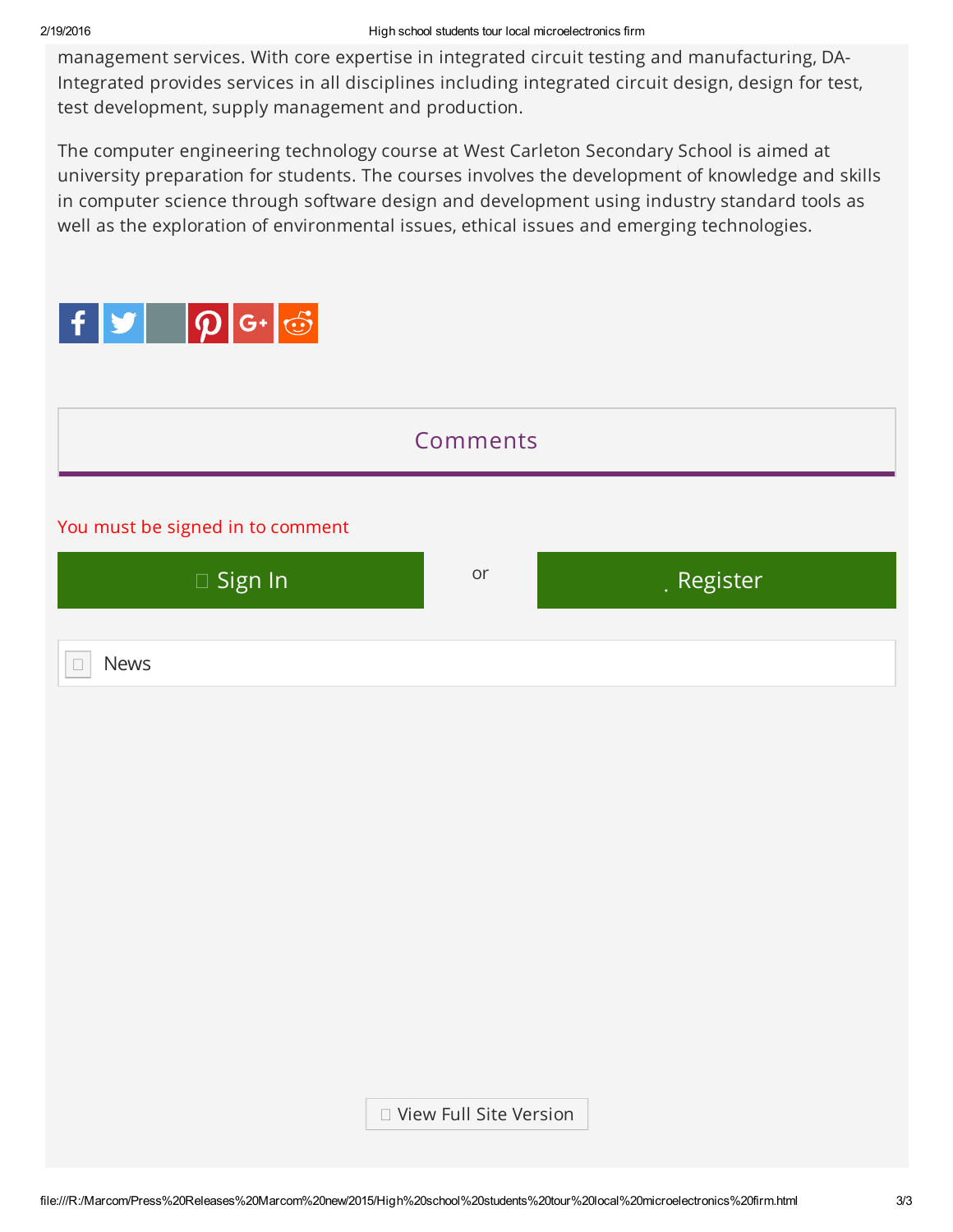management services. With core expertise in integrated circuit testing and manufacturing, DA-Integrated provides services in all disciplines including integrated circuit design, design for test, test development, supply management and production.

The computer engineering technology course at West Carleton Secondary School is aimed at university preparation for students. The courses involves the development of knowledge and skills in computer science through software design and development using industry standard tools as well as the exploration of environmental issues, ethical issues and emerging technologies.

## Comments

You must be signed in to comment

Sign In or Register

News

View Full Site Version